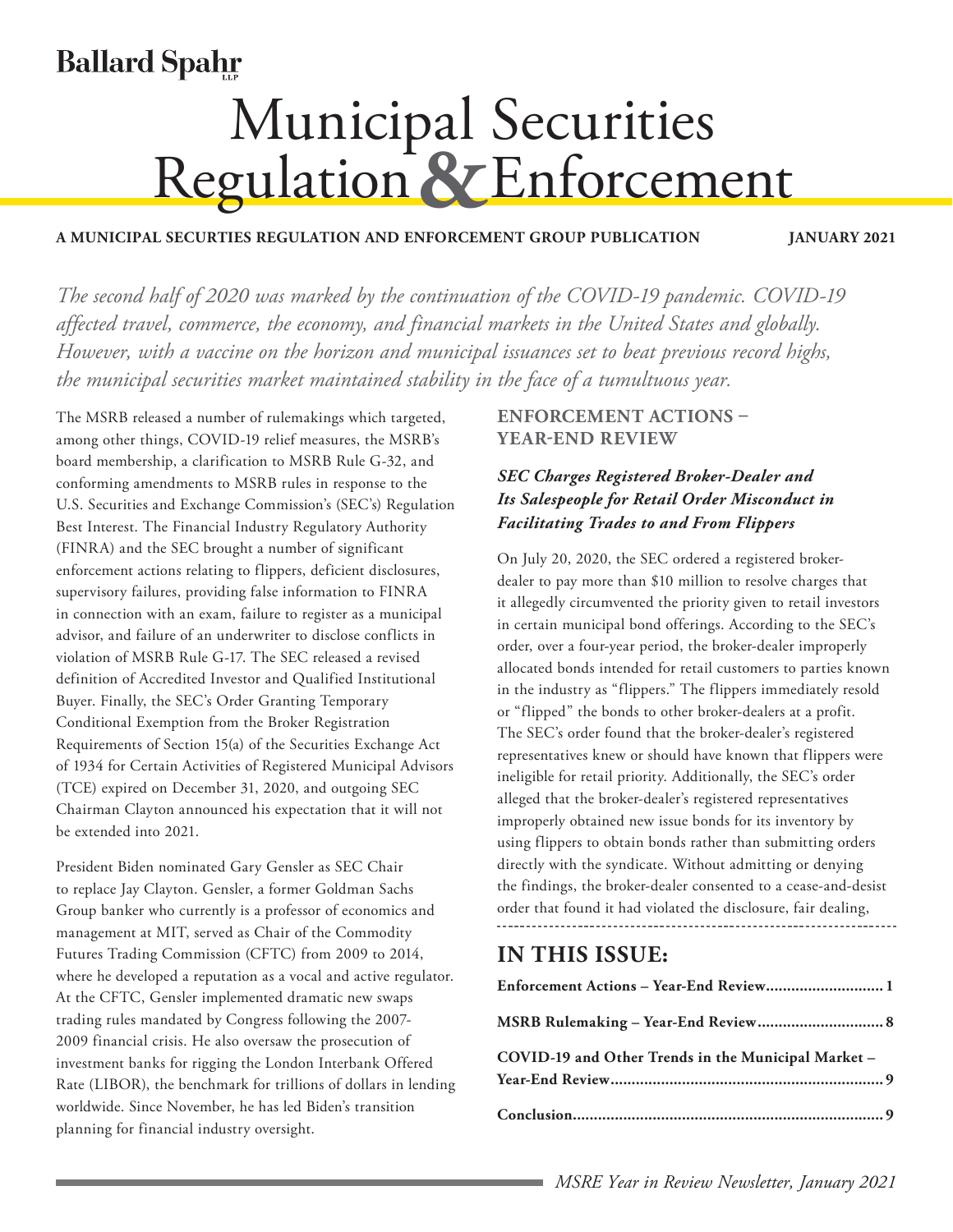Ballard Spahr LLP

# Municipal Securities Regulation & Enforcement

**A MUNICIPAL SECURTIES REGULATION AND ENFORCEMENT GROUP PUBLICATION** **JANUARY 2021**

*The second half of 2020 was marked by the continuation of the COVID-19 pandemic. COVID-19 affected travel, commerce, the economy, and financial markets in the United States and globally. However, with a vaccine on the horizon and municipal issuances set to beat previous record highs, the municipal securities market maintained stability in the face of a tumultuous year.*

The MSRB released a number of rulemakings which targeted, among other things, COVID-19 relief measures, the MSRB's board membership, a clarification to MSRB Rule G-32, and conforming amendments to MSRB rules in response to the U.S. Securities and Exchange Commission's (SEC's) Regulation Best Interest. The Financial Industry Regulatory Authority (FINRA) and the SEC brought a number of significant enforcement actions relating to flippers, deficient disclosures, supervisory failures, providing false information to FINRA in connection with an exam, failure to register as a municipal advisor, and failure of an underwriter to disclose conflicts in violation of MSRB Rule G-17. The SEC released a revised definition of Accredited Investor and Qualified Institutional Buyer. Finally, the SEC's Order Granting Temporary Conditional Exemption from the Broker Registration Requirements of Section 15(a) of the Securities Exchange Act of 1934 for Certain Activities of Registered Municipal Advisors (TCE) expired on December 31, 2020, and outgoing SEC Chairman Clayton announced his expectation that it will not be extended into 2021.

President Biden nominated Gary Gensler as SEC Chair to replace Jay Clayton. Gensler, a former Goldman Sachs Group banker who currently is a professor of economics and management at MIT, served as Chair of the Commodity Futures Trading Commission (CFTC) from 2009 to 2014, where he developed a reputation as a vocal and active regulator. At the CFTC, Gensler implemented dramatic new swaps trading rules mandated by Congress following the 2007-2009 financial crisis. He also oversaw the prosecution of investment banks for rigging the London Interbank Offered Rate (LIBOR), the benchmark for trillions of dollars in lending worldwide. Since November, he has led Biden's transition planning for financial industry oversight.

## ENFORCEMENT ACTIONS – YEAR-END REVIEW

### *SEC Charges Registered Broker-Dealer and Its Salespeople for Retail Order Misconduct in Facilitating Trades to and From Flippers*

On July 20, 2020, the SEC ordered a registered broker-dealer to pay more than $10 million to resolve charges that it allegedly circumvented the priority given to retail investors in certain municipal bond offerings. According to the SEC's order, over a four-year period, the broker-dealer improperly allocated bonds intended for retail customers to parties known in the industry as "flippers." The flippers immediately resold or "flipped" the bonds to other broker-dealers at a profit. The SEC's order found that the broker-dealer's registered representatives knew or should have known that flippers were ineligible for retail priority. Additionally, the SEC's order alleged that the broker-dealer's registered representatives improperly obtained new issue bonds for its inventory by using flippers to obtain bonds rather than submitting orders directly with the syndicate. Without admitting or denying the findings, the broker-dealer consented to a cease-and-desist order that found it had violated the disclosure, fair dealing,

## IN THIS ISSUE:

- **Enforcement Actions – Year-End Review** ... 1
- **MSRB Rulemaking – Year-End Review** ... 8
- **COVID-19 and Other Trends in the Municipal Market – Year-End Review** ... 9
- **Conclusion** ... 9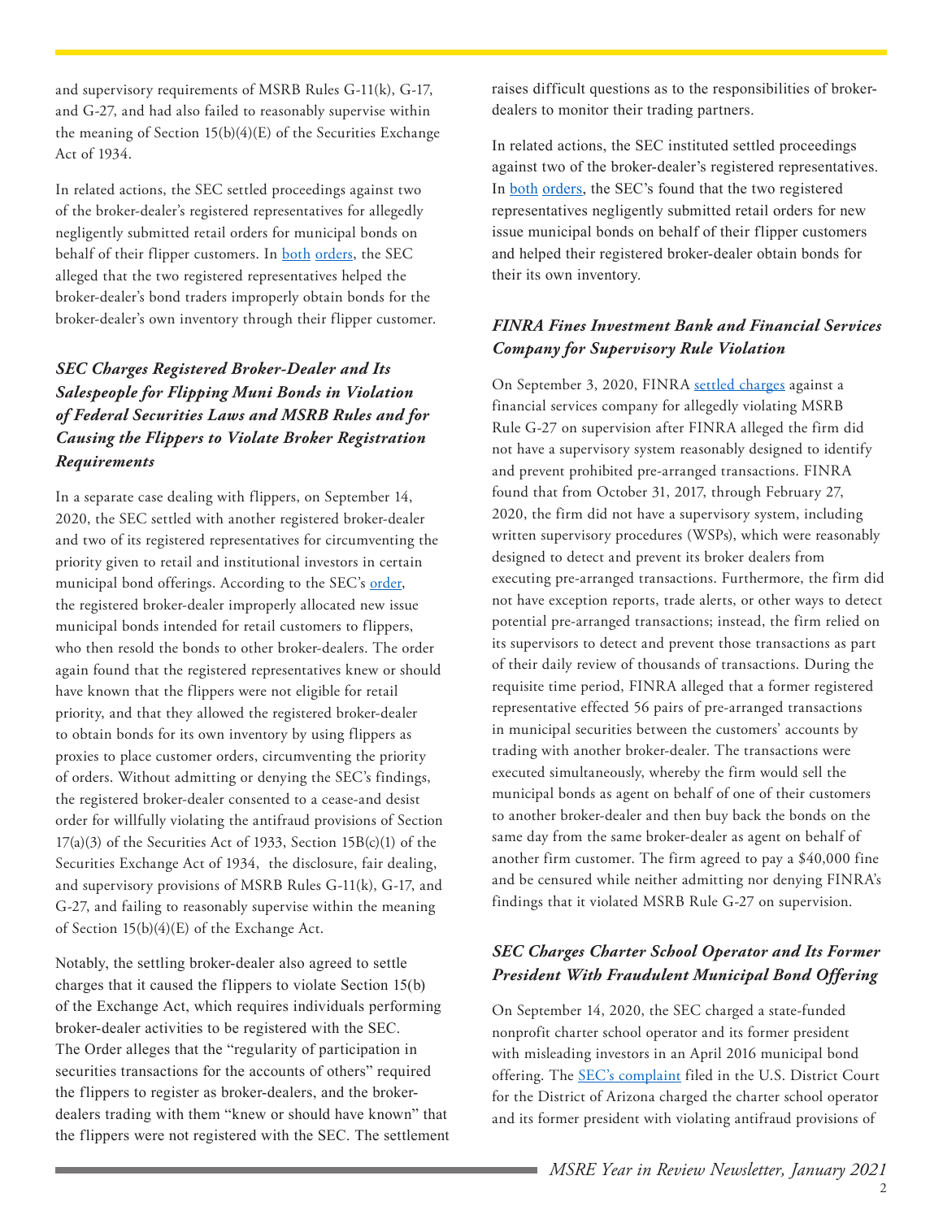and supervisory requirements of MSRB Rules G-11(k), G-17, and G-27, and had also failed to reasonably supervise within the meaning of Section 15(b)(4)(E) of the Securities Exchange Act of 1934.

In related actions, the SEC settled proceedings against two of the broker-dealer's registered representatives for allegedly negligently submitted retail orders for municipal bonds on behalf of their flipper customers. In both orders, the SEC alleged that the two registered representatives helped the broker-dealer's bond traders improperly obtain bonds for the broker-dealer's own inventory through their flipper customer.

### *SEC Charges Registered Broker-Dealer and Its Salespeople for Flipping Muni Bonds in Violation of Federal Securities Laws and MSRB Rules and for Causing the Flippers to Violate Broker Registration Requirements*

In a separate case dealing with flippers, on September 14, 2020, the SEC settled with another registered broker-dealer and two of its registered representatives for circumventing the priority given to retail and institutional investors in certain municipal bond offerings. According to the SEC's order, the registered broker-dealer improperly allocated new issue municipal bonds intended for retail customers to flippers, who then resold the bonds to other broker-dealers. The order again found that the registered representatives knew or should have known that the flippers were not eligible for retail priority, and that they allowed the registered broker-dealer to obtain bonds for its own inventory by using flippers as proxies to place customer orders, circumventing the priority of orders. Without admitting or denying the SEC's findings, the registered broker-dealer consented to a cease-and desist order for willfully violating the antifraud provisions of Section 17(a)(3) of the Securities Act of 1933, Section 15B(c)(1) of the Securities Exchange Act of 1934, the disclosure, fair dealing, and supervisory provisions of MSRB Rules G-11(k), G-17, and G-27, and failing to reasonably supervise within the meaning of Section 15(b)(4)(E) of the Exchange Act.

Notably, the settling broker-dealer also agreed to settle charges that it caused the flippers to violate Section 15(b) of the Exchange Act, which requires individuals performing broker-dealer activities to be registered with the SEC. The Order alleges that the "regularity of participation in securities transactions for the accounts of others" required the flippers to register as broker-dealers, and the broker-dealers trading with them "knew or should have known" that the flippers were not registered with the SEC. The settlement raises difficult questions as to the responsibilities of broker-dealers to monitor their trading partners.

In related actions, the SEC instituted settled proceedings against two of the broker-dealer's registered representatives. In both orders, the SEC's found that the two registered representatives negligently submitted retail orders for new issue municipal bonds on behalf of their flipper customers and helped their registered broker-dealer obtain bonds for their its own inventory.

### *FINRA Fines Investment Bank and Financial Services Company for Supervisory Rule Violation*

On September 3, 2020, FINRA settled charges against a financial services company for allegedly violating MSRB Rule G-27 on supervision after FINRA alleged the firm did not have a supervisory system reasonably designed to identify and prevent prohibited pre-arranged transactions. FINRA found that from October 31, 2017, through February 27, 2020, the firm did not have a supervisory system, including written supervisory procedures (WSPs), which were reasonably designed to detect and prevent its broker dealers from executing pre-arranged transactions. Furthermore, the firm did not have exception reports, trade alerts, or other ways to detect potential pre-arranged transactions; instead, the firm relied on its supervisors to detect and prevent those transactions as part of their daily review of thousands of transactions. During the requisite time period, FINRA alleged that a former registered representative effected 56 pairs of pre-arranged transactions in municipal securities between the customers' accounts by trading with another broker-dealer. The transactions were executed simultaneously, whereby the firm would sell the municipal bonds as agent on behalf of one of their customers to another broker-dealer and then buy back the bonds on the same day from the same broker-dealer as agent on behalf of another firm customer. The firm agreed to pay a $40,000 fine and be censured while neither admitting nor denying FINRA's findings that it violated MSRB Rule G-27 on supervision.

### *SEC Charges Charter School Operator and Its Former President With Fraudulent Municipal Bond Offering*

On September 14, 2020, the SEC charged a state-funded nonprofit charter school operator and its former president with misleading investors in an April 2016 municipal bond offering. The SEC's complaint filed in the U.S. District Court for the District of Arizona charged the charter school operator and its former president with violating antifraud provisions of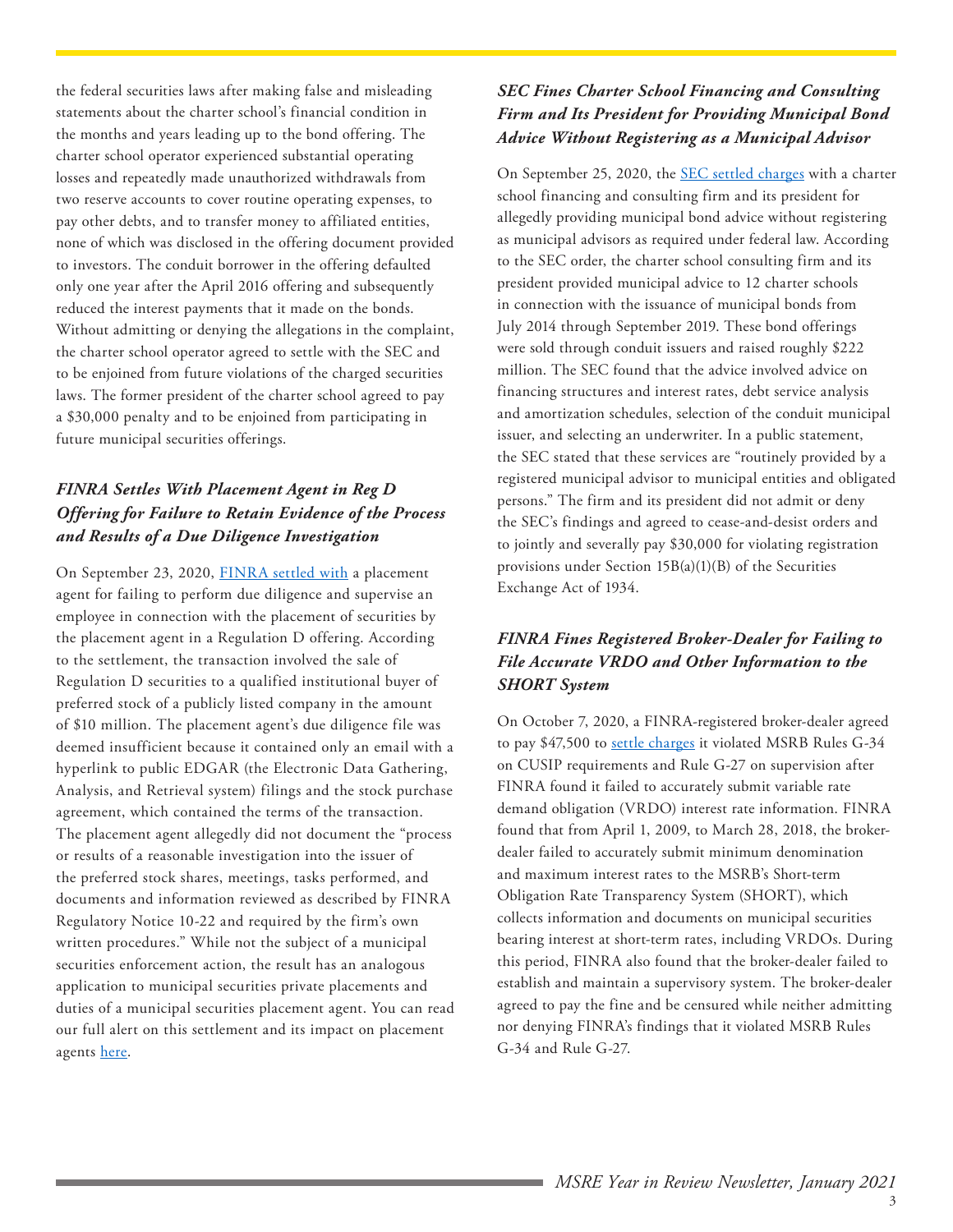the federal securities laws after making false and misleading statements about the charter school's financial condition in the months and years leading up to the bond offering. The charter school operator experienced substantial operating losses and repeatedly made unauthorized withdrawals from two reserve accounts to cover routine operating expenses, to pay other debts, and to transfer money to affiliated entities, none of which was disclosed in the offering document provided to investors. The conduit borrower in the offering defaulted only one year after the April 2016 offering and subsequently reduced the interest payments that it made on the bonds. Without admitting or denying the allegations in the complaint, the charter school operator agreed to settle with the SEC and to be enjoined from future violations of the charged securities laws. The former president of the charter school agreed to pay a $30,000 penalty and to be enjoined from participating in future municipal securities offerings.

### *FINRA Settles With Placement Agent in Reg D Offering for Failure to Retain Evidence of the Process and Results of a Due Diligence Investigation*

On September 23, 2020, FINRA settled with a placement agent for failing to perform due diligence and supervise an employee in connection with the placement of securities by the placement agent in a Regulation D offering. According to the settlement, the transaction involved the sale of Regulation D securities to a qualified institutional buyer of preferred stock of a publicly listed company in the amount of $10 million. The placement agent's due diligence file was deemed insufficient because it contained only an email with a hyperlink to public EDGAR (the Electronic Data Gathering, Analysis, and Retrieval system) filings and the stock purchase agreement, which contained the terms of the transaction. The placement agent allegedly did not document the "process or results of a reasonable investigation into the issuer of the preferred stock shares, meetings, tasks performed, and documents and information reviewed as described by FINRA Regulatory Notice 10-22 and required by the firm's own written procedures." While not the subject of a municipal securities enforcement action, the result has an analogous application to municipal securities private placements and duties of a municipal securities placement agent. You can read our full alert on this settlement and its impact on placement agents here.

### *SEC Fines Charter School Financing and Consulting Firm and Its President for Providing Municipal Bond Advice Without Registering as a Municipal Advisor*

On September 25, 2020, the SEC settled charges with a charter school financing and consulting firm and its president for allegedly providing municipal bond advice without registering as municipal advisors as required under federal law. According to the SEC order, the charter school consulting firm and its president provided municipal advice to 12 charter schools in connection with the issuance of municipal bonds from July 2014 through September 2019. These bond offerings were sold through conduit issuers and raised roughly $222 million. The SEC found that the advice involved advice on financing structures and interest rates, debt service analysis and amortization schedules, selection of the conduit municipal issuer, and selecting an underwriter. In a public statement, the SEC stated that these services are "routinely provided by a registered municipal advisor to municipal entities and obligated persons." The firm and its president did not admit or deny the SEC's findings and agreed to cease-and-desist orders and to jointly and severally pay $30,000 for violating registration provisions under Section 15B(a)(1)(B) of the Securities Exchange Act of 1934.

### *FINRA Fines Registered Broker-Dealer for Failing to File Accurate VRDO and Other Information to the SHORT System*

On October 7, 2020, a FINRA-registered broker-dealer agreed to pay $47,500 to settle charges it violated MSRB Rules G-34 on CUSIP requirements and Rule G-27 on supervision after FINRA found it failed to accurately submit variable rate demand obligation (VRDO) interest rate information. FINRA found that from April 1, 2009, to March 28, 2018, the broker-dealer failed to accurately submit minimum denomination and maximum interest rates to the MSRB's Short-term Obligation Rate Transparency System (SHORT), which collects information and documents on municipal securities bearing interest at short-term rates, including VRDOs. During this period, FINRA also found that the broker-dealer failed to establish and maintain a supervisory system. The broker-dealer agreed to pay the fine and be censured while neither admitting nor denying FINRA's findings that it violated MSRB Rules G-34 and Rule G-27.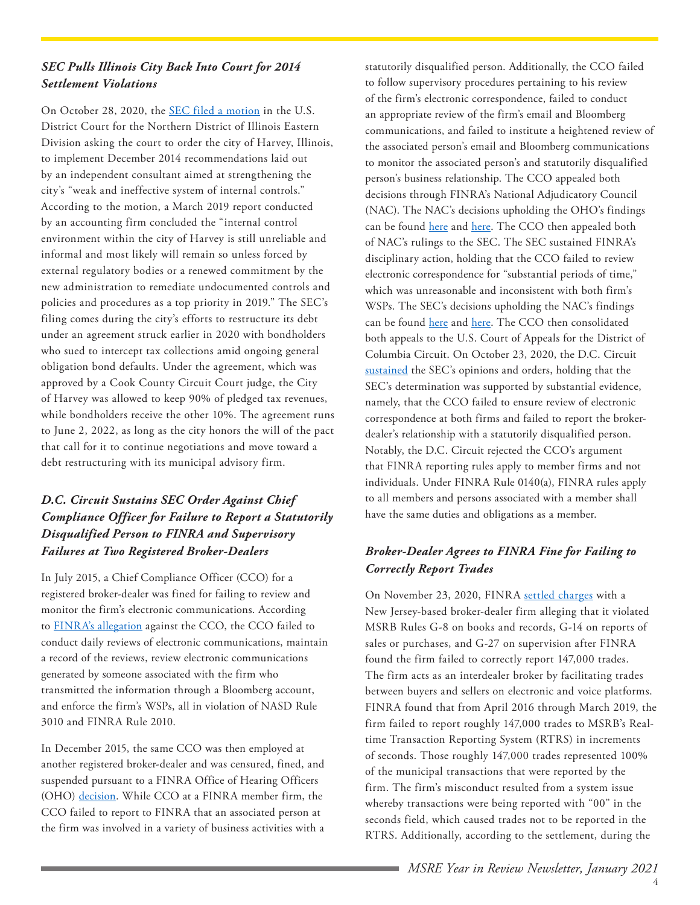### *SEC Pulls Illinois City Back Into Court for 2014 Settlement Violations*

On October 28, 2020, the SEC filed a motion in the U.S. District Court for the Northern District of Illinois Eastern Division asking the court to order the city of Harvey, Illinois, to implement December 2014 recommendations laid out by an independent consultant aimed at strengthening the city's "weak and ineffective system of internal controls." According to the motion, a March 2019 report conducted by an accounting firm concluded the "internal control environment within the city of Harvey is still unreliable and informal and most likely will remain so unless forced by external regulatory bodies or a renewed commitment by the new administration to remediate undocumented controls and policies and procedures as a top priority in 2019." The SEC's filing comes during the city's efforts to restructure its debt under an agreement struck earlier in 2020 with bondholders who sued to intercept tax collections amid ongoing general obligation bond defaults. Under the agreement, which was approved by a Cook County Circuit Court judge, the City of Harvey was allowed to keep 90% of pledged tax revenues, while bondholders receive the other 10%. The agreement runs to June 2, 2022, as long as the city honors the will of the pact that call for it to continue negotiations and move toward a debt restructuring with its municipal advisory firm.

### *D.C. Circuit Sustains SEC Order Against Chief Compliance Officer for Failure to Report a Statutorily Disqualified Person to FINRA and Supervisory Failures at Two Registered Broker-Dealers*

In July 2015, a Chief Compliance Officer (CCO) for a registered broker-dealer was fined for failing to review and monitor the firm's electronic communications. According to FINRA's allegation against the CCO, the CCO failed to conduct daily reviews of electronic communications, maintain a record of the reviews, review electronic communications generated by someone associated with the firm who transmitted the information through a Bloomberg account, and enforce the firm's WSPs, all in violation of NASD Rule 3010 and FINRA Rule 2010.

In December 2015, the same CCO was then employed at another registered broker-dealer and was censured, fined, and suspended pursuant to a FINRA Office of Hearing Officers (OHO) decision. While CCO at a FINRA member firm, the CCO failed to report to FINRA that an associated person at the firm was involved in a variety of business activities with a statutorily disqualified person. Additionally, the CCO failed to follow supervisory procedures pertaining to his review of the firm's electronic correspondence, failed to conduct an appropriate review of the firm's email and Bloomberg communications, and failed to institute a heightened review of the associated person's email and Bloomberg communications to monitor the associated person's and statutorily disqualified person's business relationship. The CCO appealed both decisions through FINRA's National Adjudicatory Council (NAC). The NAC's decisions upholding the OHO's findings can be found here and here. The CCO then appealed both of NAC's rulings to the SEC. The SEC sustained FINRA's disciplinary action, holding that the CCO failed to review electronic correspondence for "substantial periods of time," which was unreasonable and inconsistent with both firm's WSPs. The SEC's decisions upholding the NAC's findings can be found here and here. The CCO then consolidated both appeals to the U.S. Court of Appeals for the District of Columbia Circuit. On October 23, 2020, the D.C. Circuit sustained the SEC's opinions and orders, holding that the SEC's determination was supported by substantial evidence, namely, that the CCO failed to ensure review of electronic correspondence at both firms and failed to report the broker-dealer's relationship with a statutorily disqualified person. Notably, the D.C. Circuit rejected the CCO's argument that FINRA reporting rules apply to member firms and not individuals. Under FINRA Rule 0140(a), FINRA rules apply to all members and persons associated with a member shall have the same duties and obligations as a member.

### *Broker-Dealer Agrees to FINRA Fine for Failing to Correctly Report Trades*

On November 23, 2020, FINRA settled charges with a New Jersey-based broker-dealer firm alleging that it violated MSRB Rules G-8 on books and records, G-14 on reports of sales or purchases, and G-27 on supervision after FINRA found the firm failed to correctly report 147,000 trades. The firm acts as an interdealer broker by facilitating trades between buyers and sellers on electronic and voice platforms. FINRA found that from April 2016 through March 2019, the firm failed to report roughly 147,000 trades to MSRB's Real-time Transaction Reporting System (RTRS) in increments of seconds. Those roughly 147,000 trades represented 100% of the municipal transactions that were reported by the firm. The firm's misconduct resulted from a system issue whereby transactions were being reported with "00" in the seconds field, which caused trades not to be reported in the RTRS. Additionally, according to the settlement, during the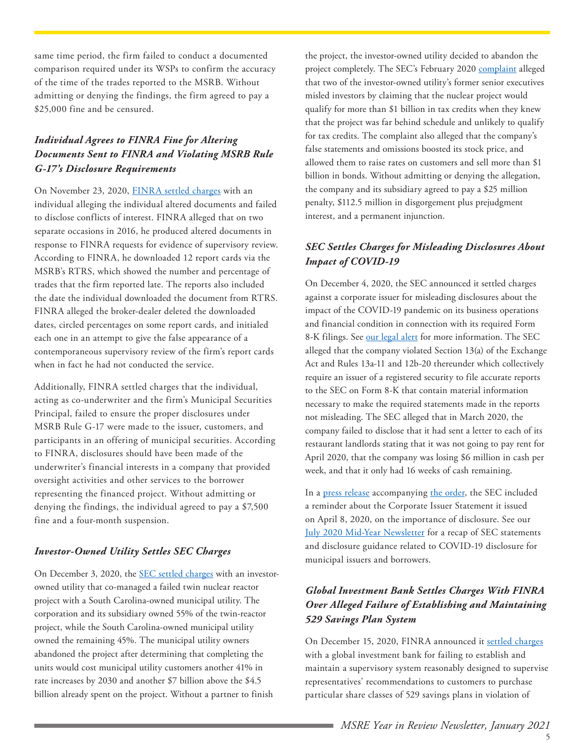same time period, the firm failed to conduct a documented comparison required under its WSPs to confirm the accuracy of the time of the trades reported to the MSRB. Without admitting or denying the findings, the firm agreed to pay a $25,000 fine and be censured.

### *Individual Agrees to FINRA Fine for Altering Documents Sent to FINRA and Violating MSRB Rule G-17's Disclosure Requirements*

On November 23, 2020, FINRA settled charges with an individual alleging the individual altered documents and failed to disclose conflicts of interest. FINRA alleged that on two separate occasions in 2016, he produced altered documents in response to FINRA requests for evidence of supervisory review. According to FINRA, he downloaded 12 report cards via the MSRB's RTRS, which showed the number and percentage of trades that the firm reported late. The reports also included the date the individual downloaded the document from RTRS. FINRA alleged the broker-dealer deleted the downloaded dates, circled percentages on some report cards, and initialed each one in an attempt to give the false appearance of a contemporaneous supervisory review of the firm's report cards when in fact he had not conducted the service.

Additionally, FINRA settled charges that the individual, acting as co-underwriter and the firm's Municipal Securities Principal, failed to ensure the proper disclosures under MSRB Rule G-17 were made to the issuer, customers, and participants in an offering of municipal securities. According to FINRA, disclosures should have been made of the underwriter's financial interests in a company that provided oversight activities and other services to the borrower representing the financed project. Without admitting or denying the findings, the individual agreed to pay a $7,500 fine and a four-month suspension.

### *Investor-Owned Utility Settles SEC Charges*

On December 3, 2020, the SEC settled charges with an investor-owned utility that co-managed a failed twin nuclear reactor project with a South Carolina-owned municipal utility. The corporation and its subsidiary owned 55% of the twin-reactor project, while the South Carolina-owned municipal utility owned the remaining 45%. The municipal utility owners abandoned the project after determining that completing the units would cost municipal utility customers another 41% in rate increases by 2030 and another $7 billion above the $4.5 billion already spent on the project. Without a partner to finish the project, the investor-owned utility decided to abandon the project completely. The SEC's February 2020 complaint alleged that two of the investor-owned utility's former senior executives misled investors by claiming that the nuclear project would qualify for more than $1 billion in tax credits when they knew that the project was far behind schedule and unlikely to qualify for tax credits. The complaint also alleged that the company's false statements and omissions boosted its stock price, and allowed them to raise rates on customers and sell more than $1 billion in bonds. Without admitting or denying the allegation, the company and its subsidiary agreed to pay a $25 million penalty, $112.5 million in disgorgement plus prejudgment interest, and a permanent injunction.

### *SEC Settles Charges for Misleading Disclosures About Impact of COVID-19*

On December 4, 2020, the SEC announced it settled charges against a corporate issuer for misleading disclosures about the impact of the COVID-19 pandemic on its business operations and financial condition in connection with its required Form 8-K filings. See our legal alert for more information. The SEC alleged that the company violated Section 13(a) of the Exchange Act and Rules 13a-11 and 12b-20 thereunder which collectively require an issuer of a registered security to file accurate reports to the SEC on Form 8-K that contain material information necessary to make the required statements made in the reports not misleading. The SEC alleged that in March 2020, the company failed to disclose that it had sent a letter to each of its restaurant landlords stating that it was not going to pay rent for April 2020, that the company was losing $6 million in cash per week, and that it only had 16 weeks of cash remaining.

In a press release accompanying the order, the SEC included a reminder about the Corporate Issuer Statement it issued on April 8, 2020, on the importance of disclosure. See our July 2020 Mid-Year Newsletter for a recap of SEC statements and disclosure guidance related to COVID-19 disclosure for municipal issuers and borrowers.

### *Global Investment Bank Settles Charges With FINRA Over Alleged Failure of Establishing and Maintaining 529 Savings Plan System*

On December 15, 2020, FINRA announced it settled charges with a global investment bank for failing to establish and maintain a supervisory system reasonably designed to supervise representatives' recommendations to customers to purchase particular share classes of 529 savings plans in violation of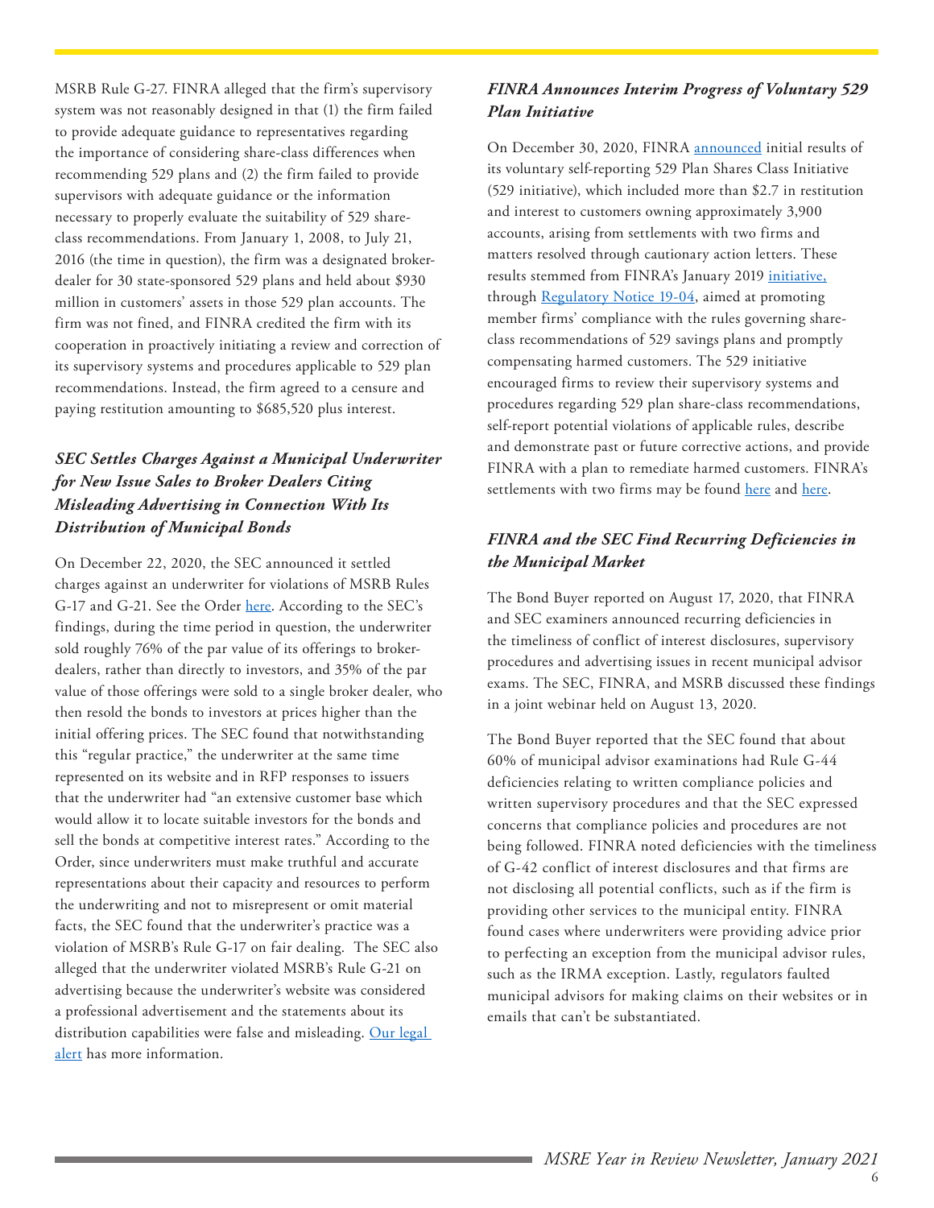MSRB Rule G-27. FINRA alleged that the firm's supervisory system was not reasonably designed in that (1) the firm failed to provide adequate guidance to representatives regarding the importance of considering share-class differences when recommending 529 plans and (2) the firm failed to provide supervisors with adequate guidance or the information necessary to properly evaluate the suitability of 529 share-class recommendations. From January 1, 2008, to July 21, 2016 (the time in question), the firm was a designated broker-dealer for 30 state-sponsored 529 plans and held about $930 million in customers' assets in those 529 plan accounts. The firm was not fined, and FINRA credited the firm with its cooperation in proactively initiating a review and correction of its supervisory systems and procedures applicable to 529 plan recommendations. Instead, the firm agreed to a censure and paying restitution amounting to $685,520 plus interest.

### *SEC Settles Charges Against a Municipal Underwriter for New Issue Sales to Broker Dealers Citing Misleading Advertising in Connection With Its Distribution of Municipal Bonds*

On December 22, 2020, the SEC announced it settled charges against an underwriter for violations of MSRB Rules G-17 and G-21. See the Order here. According to the SEC's findings, during the time period in question, the underwriter sold roughly 76% of the par value of its offerings to broker-dealers, rather than directly to investors, and 35% of the par value of those offerings were sold to a single broker dealer, who then resold the bonds to investors at prices higher than the initial offering prices. The SEC found that notwithstanding this "regular practice," the underwriter at the same time represented on its website and in RFP responses to issuers that the underwriter had "an extensive customer base which would allow it to locate suitable investors for the bonds and sell the bonds at competitive interest rates." According to the Order, since underwriters must make truthful and accurate representations about their capacity and resources to perform the underwriting and not to misrepresent or omit material facts, the SEC found that the underwriter's practice was a violation of MSRB's Rule G-17 on fair dealing. The SEC also alleged that the underwriter violated MSRB's Rule G-21 on advertising because the underwriter's website was considered a professional advertisement and the statements about its distribution capabilities were false and misleading. Our legal alert has more information.

### *FINRA Announces Interim Progress of Voluntary 529 Plan Initiative*

On December 30, 2020, FINRA announced initial results of its voluntary self-reporting 529 Plan Shares Class Initiative (529 initiative), which included more than $2.7 in restitution and interest to customers owning approximately 3,900 accounts, arising from settlements with two firms and matters resolved through cautionary action letters. These results stemmed from FINRA's January 2019 initiative, through Regulatory Notice 19-04, aimed at promoting member firms' compliance with the rules governing share-class recommendations of 529 savings plans and promptly compensating harmed customers. The 529 initiative encouraged firms to review their supervisory systems and procedures regarding 529 plan share-class recommendations, self-report potential violations of applicable rules, describe and demonstrate past or future corrective actions, and provide FINRA with a plan to remediate harmed customers. FINRA's settlements with two firms may be found here and here.

### *FINRA and the SEC Find Recurring Deficiencies in the Municipal Market*

The Bond Buyer reported on August 17, 2020, that FINRA and SEC examiners announced recurring deficiencies in the timeliness of conflict of interest disclosures, supervisory procedures and advertising issues in recent municipal advisor exams. The SEC, FINRA, and MSRB discussed these findings in a joint webinar held on August 13, 2020.

The Bond Buyer reported that the SEC found that about 60% of municipal advisor examinations had Rule G-44 deficiencies relating to written compliance policies and written supervisory procedures and that the SEC expressed concerns that compliance policies and procedures are not being followed. FINRA noted deficiencies with the timeliness of G-42 conflict of interest disclosures and that firms are not disclosing all potential conflicts, such as if the firm is providing other services to the municipal entity. FINRA found cases where underwriters were providing advice prior to perfecting an exception from the municipal advisor rules, such as the IRMA exception. Lastly, regulators faulted municipal advisors for making claims on their websites or in emails that can't be substantiated.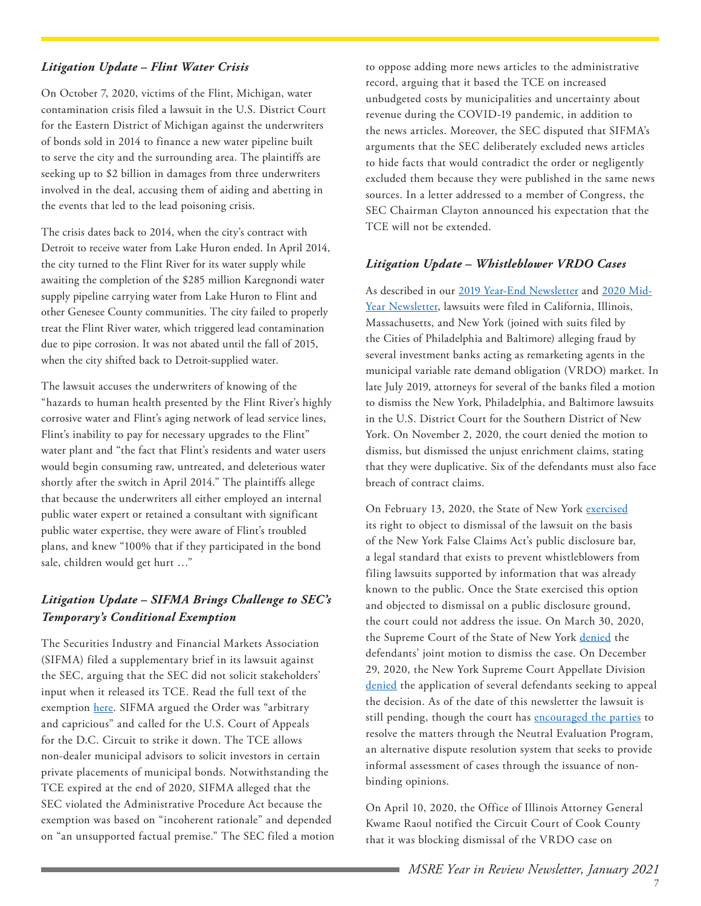### *Litigation Update – Flint Water Crisis*

On October 7, 2020, victims of the Flint, Michigan, water contamination crisis filed a lawsuit in the U.S. District Court for the Eastern District of Michigan against the underwriters of bonds sold in 2014 to finance a new water pipeline built to serve the city and the surrounding area. The plaintiffs are seeking up to $2 billion in damages from three underwriters involved in the deal, accusing them of aiding and abetting in the events that led to the lead poisoning crisis.

The crisis dates back to 2014, when the city's contract with Detroit to receive water from Lake Huron ended. In April 2014, the city turned to the Flint River for its water supply while awaiting the completion of the $285 million Karegnondi water supply pipeline carrying water from Lake Huron to Flint and other Genesee County communities. The city failed to properly treat the Flint River water, which triggered lead contamination due to pipe corrosion. It was not abated until the fall of 2015, when the city shifted back to Detroit-supplied water.

The lawsuit accuses the underwriters of knowing of the "hazards to human health presented by the Flint River's highly corrosive water and Flint's aging network of lead service lines, Flint's inability to pay for necessary upgrades to the Flint" water plant and "the fact that Flint's residents and water users would begin consuming raw, untreated, and deleterious water shortly after the switch in April 2014." The plaintiffs allege that because the underwriters all either employed an internal public water expert or retained a consultant with significant public water expertise, they were aware of Flint's troubled plans, and knew "100% that if they participated in the bond sale, children would get hurt …"

### *Litigation Update – SIFMA Brings Challenge to SEC's Temporary's Conditional Exemption*

The Securities Industry and Financial Markets Association (SIFMA) filed a supplementary brief in its lawsuit against the SEC, arguing that the SEC did not solicit stakeholders' input when it released its TCE. Read the full text of the exemption here. SIFMA argued the Order was "arbitrary and capricious" and called for the U.S. Court of Appeals for the D.C. Circuit to strike it down. The TCE allows non-dealer municipal advisors to solicit investors in certain private placements of municipal bonds. Notwithstanding the TCE expired at the end of 2020, SIFMA alleged that the SEC violated the Administrative Procedure Act because the exemption was based on "incoherent rationale" and depended on "an unsupported factual premise." The SEC filed a motion to oppose adding more news articles to the administrative record, arguing that it based the TCE on increased unbudgeted costs by municipalities and uncertainty about revenue during the COVID-19 pandemic, in addition to the news articles. Moreover, the SEC disputed that SIFMA's arguments that the SEC deliberately excluded news articles to hide facts that would contradict the order or negligently excluded them because they were published in the same news sources. In a letter addressed to a member of Congress, the SEC Chairman Clayton announced his expectation that the TCE will not be extended.

### *Litigation Update – Whistleblower VRDO Cases*

As described in our 2019 Year-End Newsletter and 2020 Mid-Year Newsletter, lawsuits were filed in California, Illinois, Massachusetts, and New York (joined with suits filed by the Cities of Philadelphia and Baltimore) alleging fraud by several investment banks acting as remarketing agents in the municipal variable rate demand obligation (VRDO) market. In late July 2019, attorneys for several of the banks filed a motion to dismiss the New York, Philadelphia, and Baltimore lawsuits in the U.S. District Court for the Southern District of New York. On November 2, 2020, the court denied the motion to dismiss, but dismissed the unjust enrichment claims, stating that they were duplicative. Six of the defendants must also face breach of contract claims.

On February 13, 2020, the State of New York exercised its right to object to dismissal of the lawsuit on the basis of the New York False Claims Act's public disclosure bar, a legal standard that exists to prevent whistleblowers from filing lawsuits supported by information that was already known to the public. Once the State exercised this option and objected to dismissal on a public disclosure ground, the court could not address the issue. On March 30, 2020, the Supreme Court of the State of New York denied the defendants' joint motion to dismiss the case. On December 29, 2020, the New York Supreme Court Appellate Division denied the application of several defendants seeking to appeal the decision. As of the date of this newsletter the lawsuit is still pending, though the court has encouraged the parties to resolve the matters through the Neutral Evaluation Program, an alternative dispute resolution system that seeks to provide informal assessment of cases through the issuance of non-binding opinions.

On April 10, 2020, the Office of Illinois Attorney General Kwame Raoul notified the Circuit Court of Cook County that it was blocking dismissal of the VRDO case on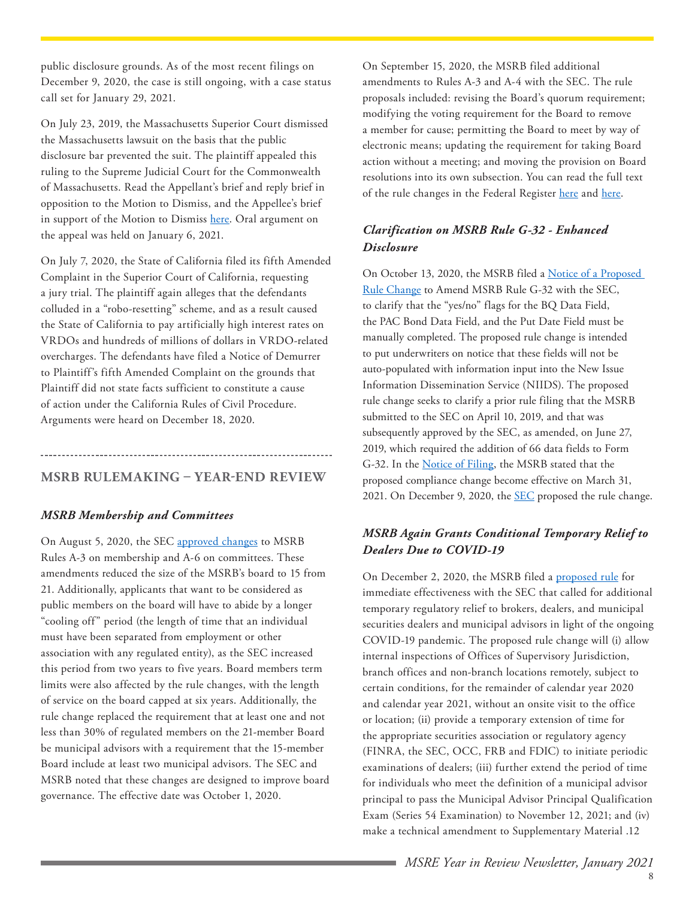public disclosure grounds. As of the most recent filings on December 9, 2020, the case is still ongoing, with a case status call set for January 29, 2021.

On July 23, 2019, the Massachusetts Superior Court dismissed the Massachusetts lawsuit on the basis that the public disclosure bar prevented the suit. The plaintiff appealed this ruling to the Supreme Judicial Court for the Commonwealth of Massachusetts. Read the Appellant's brief and reply brief in opposition to the Motion to Dismiss, and the Appellee's brief in support of the Motion to Dismiss here. Oral argument on the appeal was held on January 6, 2021.

On July 7, 2020, the State of California filed its fifth Amended Complaint in the Superior Court of California, requesting a jury trial. The plaintiff again alleges that the defendants colluded in a "robo-resetting" scheme, and as a result caused the State of California to pay artificially high interest rates on VRDOs and hundreds of millions of dollars in VRDO-related overcharges. The defendants have filed a Notice of Demurrer to Plaintiff's fifth Amended Complaint on the grounds that Plaintiff did not state facts sufficient to constitute a cause of action under the California Rules of Civil Procedure. Arguments were heard on December 18, 2020.

---

## MSRB RULEMAKING – YEAR-END REVIEW

### *MSRB Membership and Committees*

On August 5, 2020, the SEC approved changes to MSRB Rules A-3 on membership and A-6 on committees. These amendments reduced the size of the MSRB's board to 15 from 21. Additionally, applicants that want to be considered as public members on the board will have to abide by a longer "cooling off" period (the length of time that an individual must have been separated from employment or other association with any regulated entity), as the SEC increased this period from two years to five years. Board members term limits were also affected by the rule changes, with the length of service on the board capped at six years. Additionally, the rule change replaced the requirement that at least one and not less than 30% of regulated members on the 21-member Board be municipal advisors with a requirement that the 15-member Board include at least two municipal advisors. The SEC and MSRB noted that these changes are designed to improve board governance. The effective date was October 1, 2020.

On September 15, 2020, the MSRB filed additional amendments to Rules A-3 and A-4 with the SEC. The rule proposals included: revising the Board's quorum requirement; modifying the voting requirement for the Board to remove a member for cause; permitting the Board to meet by way of electronic means; updating the requirement for taking Board action without a meeting; and moving the provision on Board resolutions into its own subsection. You can read the full text of the rule changes in the Federal Register here and here.

### *Clarification on MSRB Rule G-32 - Enhanced Disclosure*

On October 13, 2020, the MSRB filed a Notice of a Proposed Rule Change to Amend MSRB Rule G-32 with the SEC, to clarify that the "yes/no" flags for the BQ Data Field, the PAC Bond Data Field, and the Put Date Field must be manually completed. The proposed rule change is intended to put underwriters on notice that these fields will not be auto-populated with information input into the New Issue Information Dissemination Service (NIIDS). The proposed rule change seeks to clarify a prior rule filing that the MSRB submitted to the SEC on April 10, 2019, and that was subsequently approved by the SEC, as amended, on June 27, 2019, which required the addition of 66 data fields to Form G-32. In the Notice of Filing, the MSRB stated that the proposed compliance change become effective on March 31, 2021. On December 9, 2020, the SEC proposed the rule change.

### *MSRB Again Grants Conditional Temporary Relief to Dealers Due to COVID-19*

On December 2, 2020, the MSRB filed a proposed rule for immediate effectiveness with the SEC that called for additional temporary regulatory relief to brokers, dealers, and municipal securities dealers and municipal advisors in light of the ongoing COVID-19 pandemic. The proposed rule change will (i) allow internal inspections of Offices of Supervisory Jurisdiction, branch offices and non-branch locations remotely, subject to certain conditions, for the remainder of calendar year 2020 and calendar year 2021, without an onsite visit to the office or location; (ii) provide a temporary extension of time for the appropriate securities association or regulatory agency (FINRA, the SEC, OCC, FRB and FDIC) to initiate periodic examinations of dealers; (iii) further extend the period of time for individuals who meet the definition of a municipal advisor principal to pass the Municipal Advisor Principal Qualification Exam (Series 54 Examination) to November 12, 2021; and (iv) make a technical amendment to Supplementary Material .12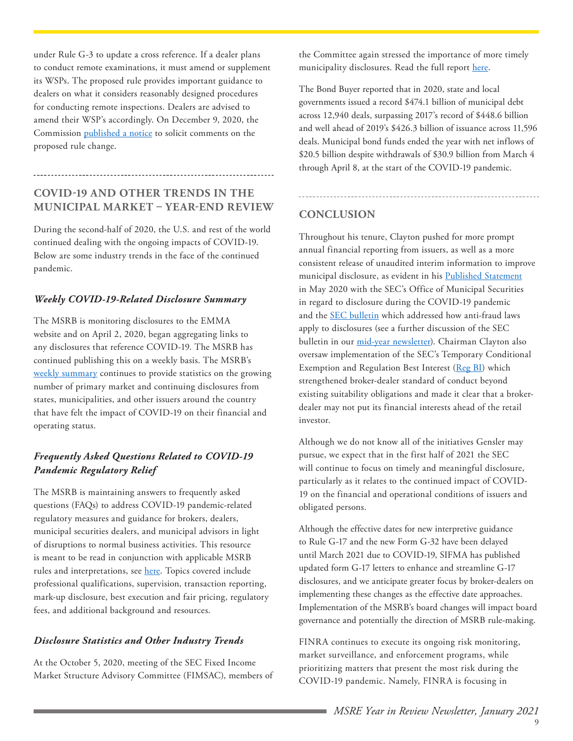under Rule G-3 to update a cross reference. If a dealer plans to conduct remote examinations, it must amend or supplement its WSPs. The proposed rule provides important guidance to dealers on what it considers reasonably designed procedures for conducting remote inspections. Dealers are advised to amend their WSP's accordingly. On December 9, 2020, the Commission published a notice to solicit comments on the proposed rule change.

## COVID-19 AND OTHER TRENDS IN THE MUNICIPAL MARKET – YEAR-END REVIEW

During the second-half of 2020, the U.S. and rest of the world continued dealing with the ongoing impacts of COVID-19. Below are some industry trends in the face of the continued pandemic.

### *Weekly COVID-19-Related Disclosure Summary*

The MSRB is monitoring disclosures to the EMMA website and on April 2, 2020, began aggregating links to any disclosures that reference COVID-19. The MSRB has continued publishing this on a weekly basis. The MSRB's weekly summary continues to provide statistics on the growing number of primary market and continuing disclosures from states, municipalities, and other issuers around the country that have felt the impact of COVID-19 on their financial and operating status.

### *Frequently Asked Questions Related to COVID-19 Pandemic Regulatory Relief*

The MSRB is maintaining answers to frequently asked questions (FAQs) to address COVID-19 pandemic-related regulatory measures and guidance for brokers, dealers, municipal securities dealers, and municipal advisors in light of disruptions to normal business activities. This resource is meant to be read in conjunction with applicable MSRB rules and interpretations, see here. Topics covered include professional qualifications, supervision, transaction reporting, mark-up disclosure, best execution and fair pricing, regulatory fees, and additional background and resources.

### *Disclosure Statistics and Other Industry Trends*

At the October 5, 2020, meeting of the SEC Fixed Income Market Structure Advisory Committee (FIMSAC), members of the Committee again stressed the importance of more timely municipality disclosures. Read the full report here.

The Bond Buyer reported that in 2020, state and local governments issued a record $474.1 billion of municipal debt across 12,940 deals, surpassing 2017's record of $448.6 billion and well ahead of 2019's $426.3 billion of issuance across 11,596 deals. Municipal bond funds ended the year with net inflows of $20.5 billion despite withdrawals of $30.9 billion from March 4 through April 8, at the start of the COVID-19 pandemic.

## CONCLUSION

Throughout his tenure, Clayton pushed for more prompt annual financial reporting from issuers, as well as a more consistent release of unaudited interim information to improve municipal disclosure, as evident in his Published Statement in May 2020 with the SEC's Office of Municipal Securities in regard to disclosure during the COVID-19 pandemic and the SEC bulletin which addressed how anti-fraud laws apply to disclosures (see a further discussion of the SEC bulletin in our mid-year newsletter). Chairman Clayton also oversaw implementation of the SEC's Temporary Conditional Exemption and Regulation Best Interest (Reg BI) which strengthened broker-dealer standard of conduct beyond existing suitability obligations and made it clear that a broker-dealer may not put its financial interests ahead of the retail investor.

Although we do not know all of the initiatives Gensler may pursue, we expect that in the first half of 2021 the SEC will continue to focus on timely and meaningful disclosure, particularly as it relates to the continued impact of COVID-19 on the financial and operational conditions of issuers and obligated persons.

Although the effective dates for new interpretive guidance to Rule G-17 and the new Form G-32 have been delayed until March 2021 due to COVID-19, SIFMA has published updated form G-17 letters to enhance and streamline G-17 disclosures, and we anticipate greater focus by broker-dealers on implementing these changes as the effective date approaches. Implementation of the MSRB's board changes will impact board governance and potentially the direction of MSRB rule-making.

FINRA continues to execute its ongoing risk monitoring, market surveillance, and enforcement programs, while prioritizing matters that present the most risk during the COVID-19 pandemic. Namely, FINRA is focusing in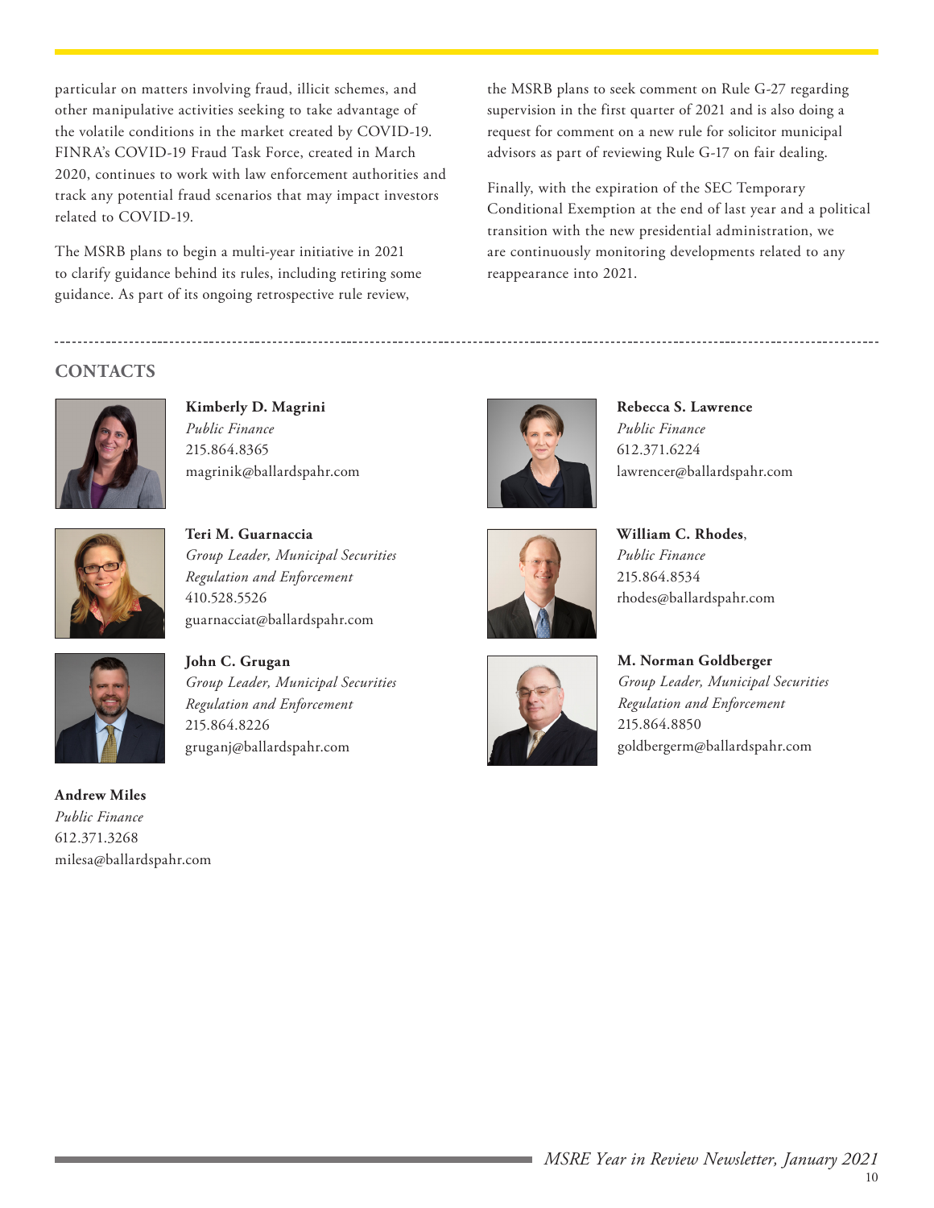particular on matters involving fraud, illicit schemes, and other manipulative activities seeking to take advantage of the volatile conditions in the market created by COVID-19. FINRA's COVID-19 Fraud Task Force, created in March 2020, continues to work with law enforcement authorities and track any potential fraud scenarios that may impact investors related to COVID-19.

The MSRB plans to begin a multi-year initiative in 2021 to clarify guidance behind its rules, including retiring some guidance. As part of its ongoing retrospective rule review, the MSRB plans to seek comment on Rule G-27 regarding supervision in the first quarter of 2021 and is also doing a request for comment on a new rule for solicitor municipal advisors as part of reviewing Rule G-17 on fair dealing.

Finally, with the expiration of the SEC Temporary Conditional Exemption at the end of last year and a political transition with the new presidential administration, we are continuously monitoring developments related to any reappearance into 2021.

## CONTACTS

**Kimberly D. Magrini**
*Public Finance*
215.864.8365
magrinik@ballardspahr.com

**Teri M. Guarnaccia**
*Group Leader, Municipal Securities Regulation and Enforcement*
410.528.5526
guarnacciat@ballardspahr.com

**John C. Grugan**
*Group Leader, Municipal Securities Regulation and Enforcement*
215.864.8226
gruganj@ballardspahr.com

**Andrew Miles**
*Public Finance*
612.371.3268
milesa@ballardspahr.com

**Rebecca S. Lawrence**
*Public Finance*
612.371.6224
lawrencer@ballardspahr.com

**William C. Rhodes**,
*Public Finance*
215.864.8534
rhodes@ballardspahr.com

**M. Norman Goldberger**
*Group Leader, Municipal Securities Regulation and Enforcement*
215.864.8850
goldbergerm@ballardspahr.com